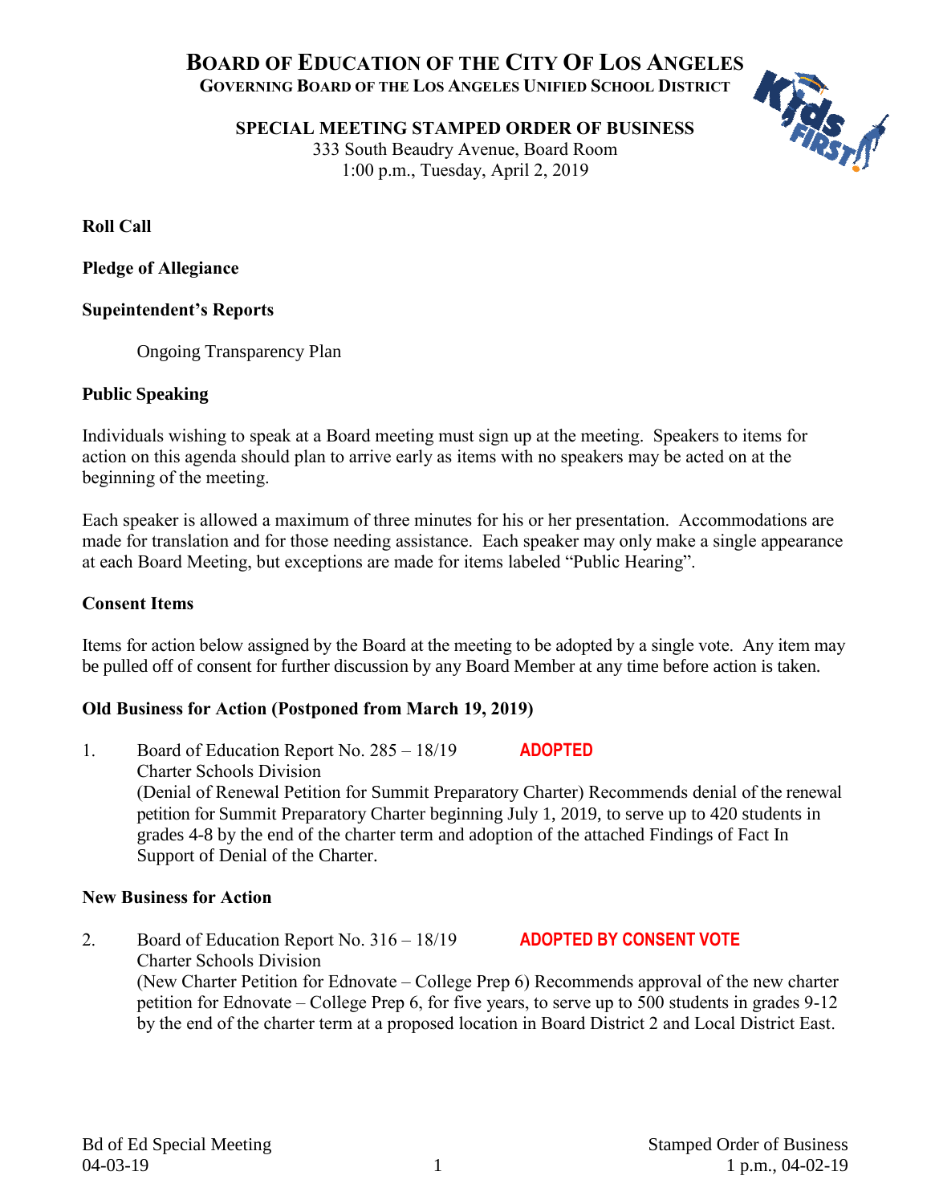# BOARD OF EDUCATION OF THE CITY OF LOS ANGELES

## GOVERNING BOARD OF THE LOS ANGELES UNIFIED SCHOOL DISTRICT

**SPECIAL MEETING STAMPED ORDER OF BUSINESS**

333 South Beaudry Avenue, Board Room
1:00 p.m., Tuesday, April 2, 2019

**Roll Call**

**Pledge of Allegiance**

**Supeintendent's Reports**

Ongoing Transparency Plan

**Public Speaking**

Individuals wishing to speak at a Board meeting must sign up at the meeting. Speakers to items for action on this agenda should plan to arrive early as items with no speakers may be acted on at the beginning of the meeting.

Each speaker is allowed a maximum of three minutes for his or her presentation. Accommodations are made for translation and for those needing assistance. Each speaker may only make a single appearance at each Board Meeting, but exceptions are made for items labeled "Public Hearing".

**Consent Items**

Items for action below assigned by the Board at the meeting to be adopted by a single vote. Any item may be pulled off of consent for further discussion by any Board Member at any time before action is taken.

**Old Business for Action (Postponed from March 19, 2019)**

1. Board of Education Report No. 285 – 18/19 **ADOPTED**
   Charter Schools Division
   (Denial of Renewal Petition for Summit Preparatory Charter) Recommends denial of the renewal petition for Summit Preparatory Charter beginning July 1, 2019, to serve up to 420 students in grades 4-8 by the end of the charter term and adoption of the attached Findings of Fact In Support of Denial of the Charter.

**New Business for Action**

2. Board of Education Report No. 316 – 18/19 **ADOPTED BY CONSENT VOTE**
   Charter Schools Division
   (New Charter Petition for Ednovate – College Prep 6) Recommends approval of the new charter petition for Ednovate – College Prep 6, for five years, to serve up to 500 students in grades 9-12 by the end of the charter term at a proposed location in Board District 2 and Local District East.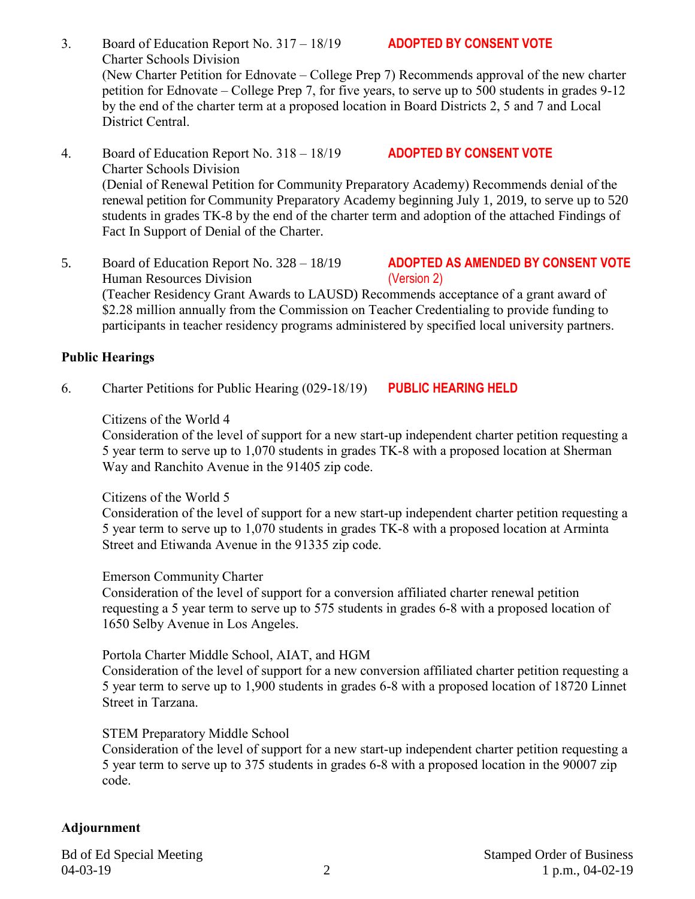3. Board of Education Report No. 317 – 18/19 **ADOPTED BY CONSENT VOTE**
   Charter Schools Division
   (New Charter Petition for Ednovate – College Prep 7) Recommends approval of the new charter petition for Ednovate – College Prep 7, for five years, to serve up to 500 students in grades 9-12 by the end of the charter term at a proposed location in Board Districts 2, 5 and 7 and Local District Central.

4. Board of Education Report No. 318 – 18/19 **ADOPTED BY CONSENT VOTE**
   Charter Schools Division
   (Denial of Renewal Petition for Community Preparatory Academy) Recommends denial of the renewal petition for Community Preparatory Academy beginning July 1, 2019, to serve up to 520 students in grades TK-8 by the end of the charter term and adoption of the attached Findings of Fact In Support of Denial of the Charter.

5. Board of Education Report No. 328 – 18/19 **ADOPTED AS AMENDED BY CONSENT VOTE (Version 2)**
   Human Resources Division
   (Teacher Residency Grant Awards to LAUSD) Recommends acceptance of a grant award of $2.28 million annually from the Commission on Teacher Credentialing to provide funding to participants in teacher residency programs administered by specified local university partners.

**Public Hearings**

6. Charter Petitions for Public Hearing (029-18/19) **PUBLIC HEARING HELD**

   Citizens of the World 4
   Consideration of the level of support for a new start-up independent charter petition requesting a 5 year term to serve up to 1,070 students in grades TK-8 with a proposed location at Sherman Way and Ranchito Avenue in the 91405 zip code.

   Citizens of the World 5
   Consideration of the level of support for a new start-up independent charter petition requesting a 5 year term to serve up to 1,070 students in grades TK-8 with a proposed location at Arminta Street and Etiwanda Avenue in the 91335 zip code.

   Emerson Community Charter
   Consideration of the level of support for a conversion affiliated charter renewal petition requesting a 5 year term to serve up to 575 students in grades 6-8 with a proposed location of 1650 Selby Avenue in Los Angeles.

   Portola Charter Middle School, AIAT, and HGM
   Consideration of the level of support for a new conversion affiliated charter petition requesting a 5 year term to serve up to 1,900 students in grades 6-8 with a proposed location of 18720 Linnet Street in Tarzana.

   STEM Preparatory Middle School
   Consideration of the level of support for a new start-up independent charter petition requesting a 5 year term to serve up to 375 students in grades 6-8 with a proposed location in the 90007 zip code.

**Adjournment**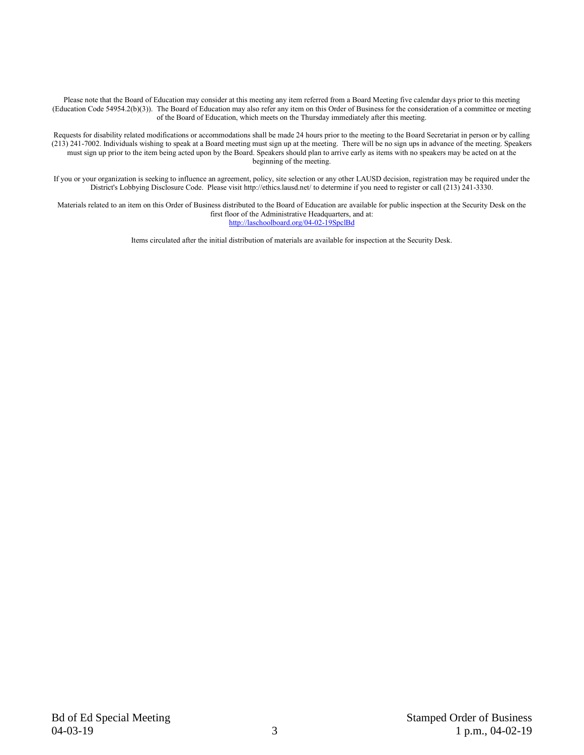Please note that the Board of Education may consider at this meeting any item referred from a Board Meeting five calendar days prior to this meeting (Education Code 54954.2(b)(3)). The Board of Education may also refer any item on this Order of Business for the consideration of a committee or meeting of the Board of Education, which meets on the Thursday immediately after this meeting.

Requests for disability related modifications or accommodations shall be made 24 hours prior to the meeting to the Board Secretariat in person or by calling (213) 241-7002. Individuals wishing to speak at a Board meeting must sign up at the meeting. There will be no sign ups in advance of the meeting. Speakers must sign up prior to the item being acted upon by the Board. Speakers should plan to arrive early as items with no speakers may be acted on at the beginning of the meeting.

If you or your organization is seeking to influence an agreement, policy, site selection or any other LAUSD decision, registration may be required under the District's Lobbying Disclosure Code. Please visit http://ethics.lausd.net/ to determine if you need to register or call (213) 241-3330.

Materials related to an item on this Order of Business distributed to the Board of Education are available for public inspection at the Security Desk on the first floor of the Administrative Headquarters, and at:
http://laschoolboard.org/04-02-19SpclBd

Items circulated after the initial distribution of materials are available for inspection at the Security Desk.